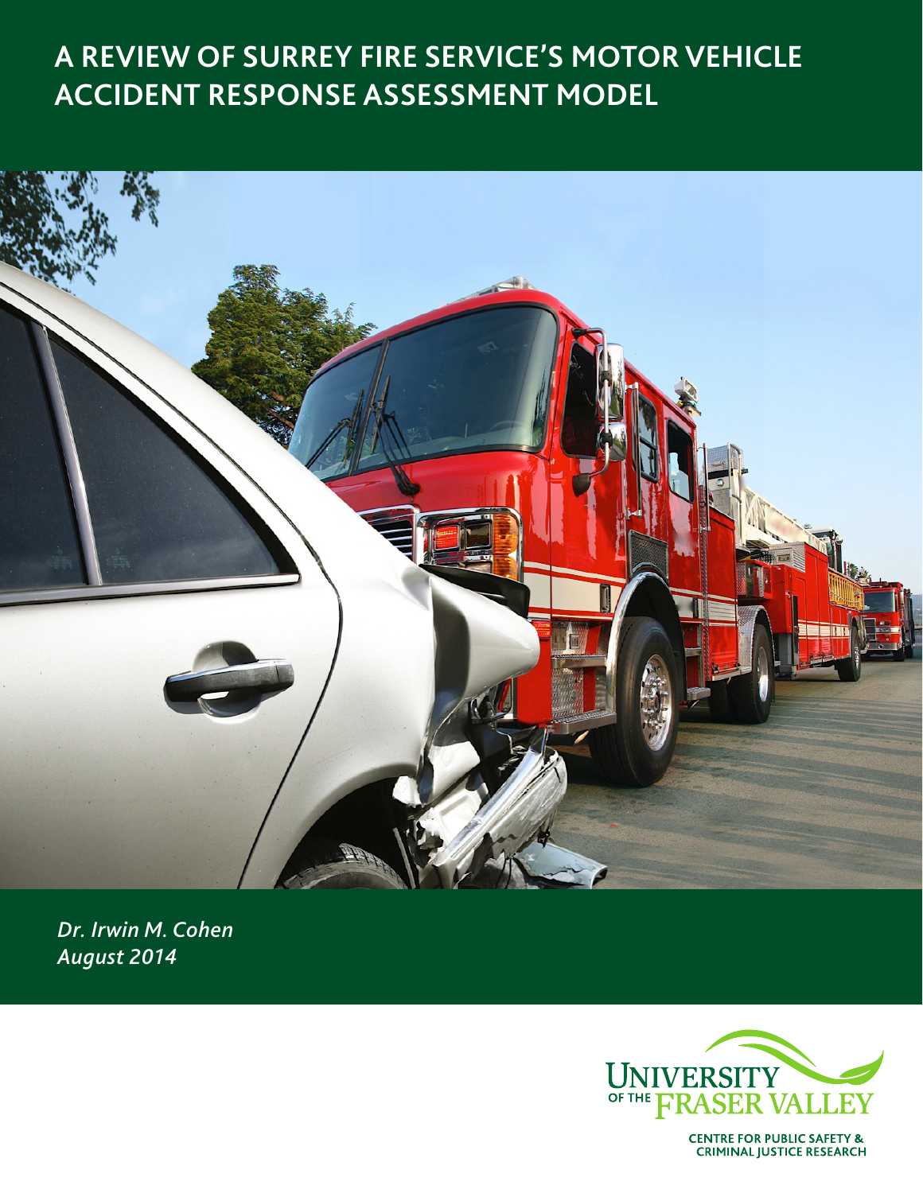# A REVIEW OF SURREY FIRE SERVICE'S MOTOR VEHICLE ACCIDENT RESPONSE ASSESSMENT MODEL

*Dr. Irwin M. Cohen*
*August 2014*

UNIVERSITY OF THE FRASER VALLEY

CENTRE FOR PUBLIC SAFETY & CRIMINAL JUSTICE RESEARCH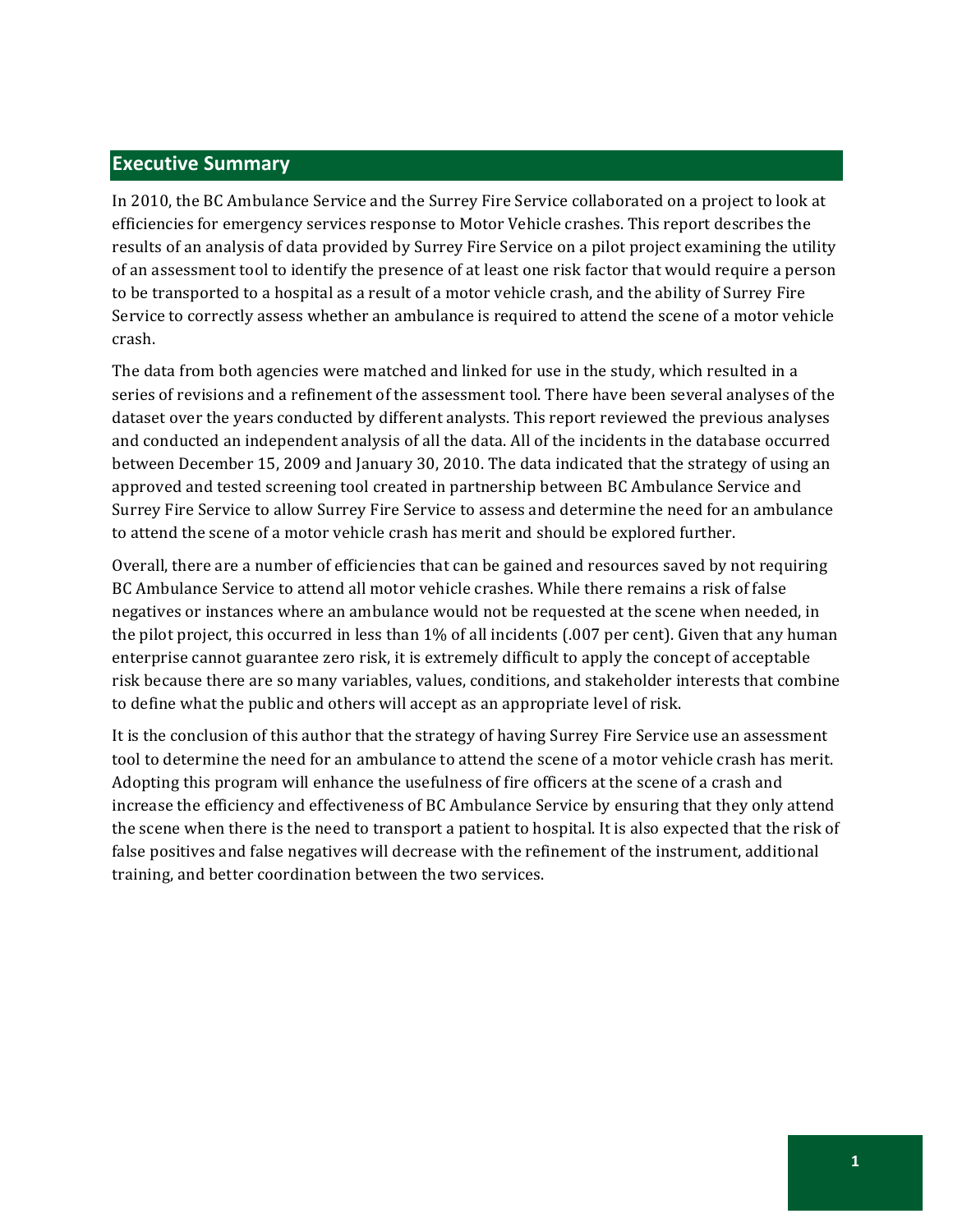## Executive Summary

In 2010, the BC Ambulance Service and the Surrey Fire Service collaborated on a project to look at efficiencies for emergency services response to Motor Vehicle crashes. This report describes the results of an analysis of data provided by Surrey Fire Service on a pilot project examining the utility of an assessment tool to identify the presence of at least one risk factor that would require a person to be transported to a hospital as a result of a motor vehicle crash, and the ability of Surrey Fire Service to correctly assess whether an ambulance is required to attend the scene of a motor vehicle crash.

The data from both agencies were matched and linked for use in the study, which resulted in a series of revisions and a refinement of the assessment tool. There have been several analyses of the dataset over the years conducted by different analysts. This report reviewed the previous analyses and conducted an independent analysis of all the data. All of the incidents in the database occurred between December 15, 2009 and January 30, 2010. The data indicated that the strategy of using an approved and tested screening tool created in partnership between BC Ambulance Service and Surrey Fire Service to allow Surrey Fire Service to assess and determine the need for an ambulance to attend the scene of a motor vehicle crash has merit and should be explored further.

Overall, there are a number of efficiencies that can be gained and resources saved by not requiring BC Ambulance Service to attend all motor vehicle crashes. While there remains a risk of false negatives or instances where an ambulance would not be requested at the scene when needed, in the pilot project, this occurred in less than 1% of all incidents (.007 per cent). Given that any human enterprise cannot guarantee zero risk, it is extremely difficult to apply the concept of acceptable risk because there are so many variables, values, conditions, and stakeholder interests that combine to define what the public and others will accept as an appropriate level of risk.

It is the conclusion of this author that the strategy of having Surrey Fire Service use an assessment tool to determine the need for an ambulance to attend the scene of a motor vehicle crash has merit. Adopting this program will enhance the usefulness of fire officers at the scene of a crash and increase the efficiency and effectiveness of BC Ambulance Service by ensuring that they only attend the scene when there is the need to transport a patient to hospital. It is also expected that the risk of false positives and false negatives will decrease with the refinement of the instrument, additional training, and better coordination between the two services.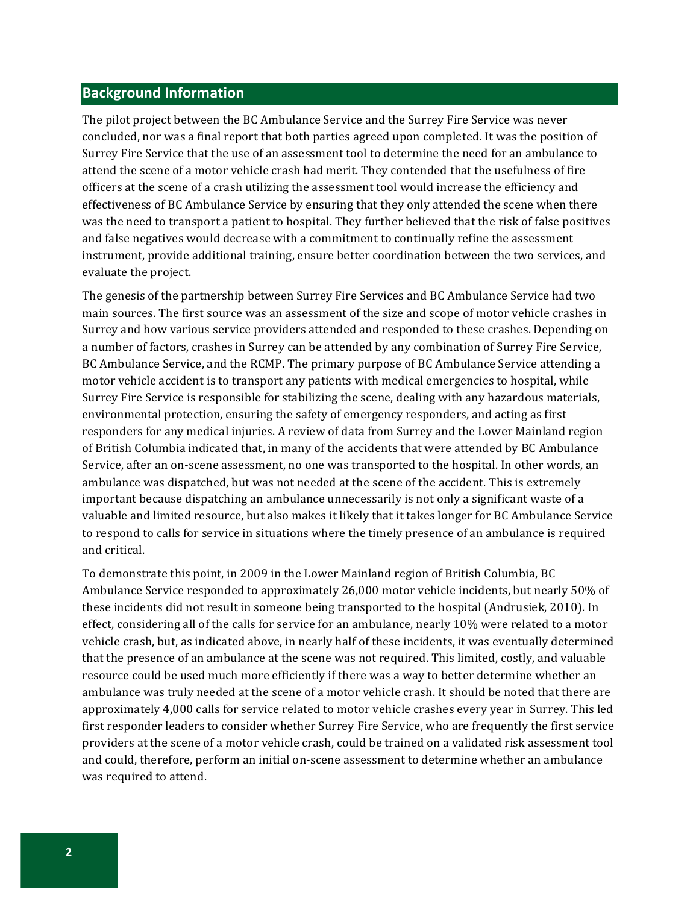## Background Information

The pilot project between the BC Ambulance Service and the Surrey Fire Service was never concluded, nor was a final report that both parties agreed upon completed. It was the position of Surrey Fire Service that the use of an assessment tool to determine the need for an ambulance to attend the scene of a motor vehicle crash had merit. They contended that the usefulness of fire officers at the scene of a crash utilizing the assessment tool would increase the efficiency and effectiveness of BC Ambulance Service by ensuring that they only attended the scene when there was the need to transport a patient to hospital. They further believed that the risk of false positives and false negatives would decrease with a commitment to continually refine the assessment instrument, provide additional training, ensure better coordination between the two services, and evaluate the project.

The genesis of the partnership between Surrey Fire Services and BC Ambulance Service had two main sources. The first source was an assessment of the size and scope of motor vehicle crashes in Surrey and how various service providers attended and responded to these crashes. Depending on a number of factors, crashes in Surrey can be attended by any combination of Surrey Fire Service, BC Ambulance Service, and the RCMP. The primary purpose of BC Ambulance Service attending a motor vehicle accident is to transport any patients with medical emergencies to hospital, while Surrey Fire Service is responsible for stabilizing the scene, dealing with any hazardous materials, environmental protection, ensuring the safety of emergency responders, and acting as first responders for any medical injuries. A review of data from Surrey and the Lower Mainland region of British Columbia indicated that, in many of the accidents that were attended by BC Ambulance Service, after an on-scene assessment, no one was transported to the hospital. In other words, an ambulance was dispatched, but was not needed at the scene of the accident. This is extremely important because dispatching an ambulance unnecessarily is not only a significant waste of a valuable and limited resource, but also makes it likely that it takes longer for BC Ambulance Service to respond to calls for service in situations where the timely presence of an ambulance is required and critical.

To demonstrate this point, in 2009 in the Lower Mainland region of British Columbia, BC Ambulance Service responded to approximately 26,000 motor vehicle incidents, but nearly 50% of these incidents did not result in someone being transported to the hospital (Andrusiek, 2010). In effect, considering all of the calls for service for an ambulance, nearly 10% were related to a motor vehicle crash, but, as indicated above, in nearly half of these incidents, it was eventually determined that the presence of an ambulance at the scene was not required. This limited, costly, and valuable resource could be used much more efficiently if there was a way to better determine whether an ambulance was truly needed at the scene of a motor vehicle crash. It should be noted that there are approximately 4,000 calls for service related to motor vehicle crashes every year in Surrey. This led first responder leaders to consider whether Surrey Fire Service, who are frequently the first service providers at the scene of a motor vehicle crash, could be trained on a validated risk assessment tool and could, therefore, perform an initial on-scene assessment to determine whether an ambulance was required to attend.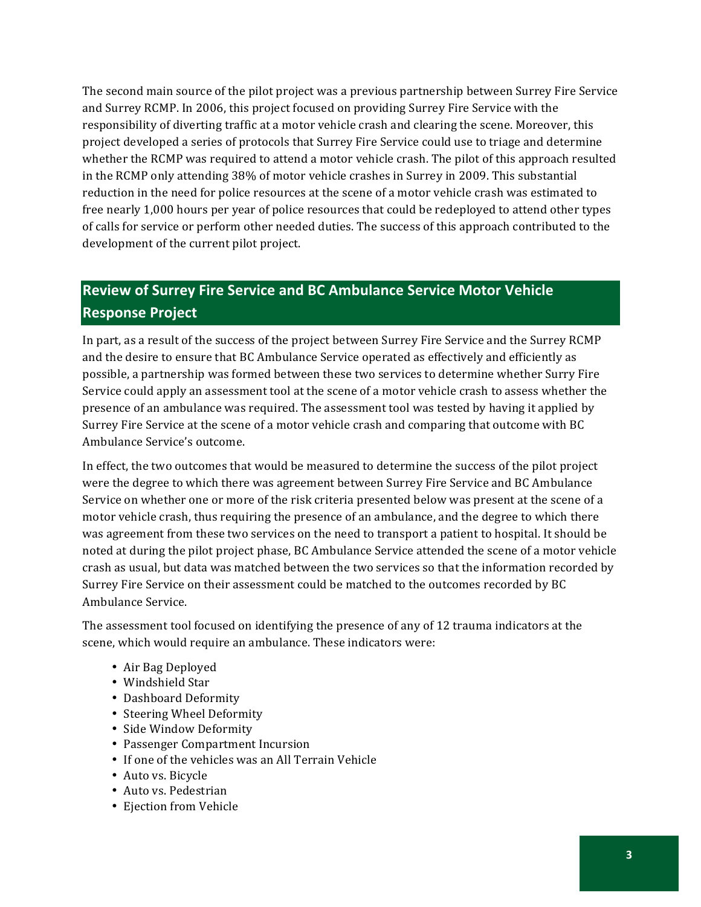The second main source of the pilot project was a previous partnership between Surrey Fire Service and Surrey RCMP. In 2006, this project focused on providing Surrey Fire Service with the responsibility of diverting traffic at a motor vehicle crash and clearing the scene. Moreover, this project developed a series of protocols that Surrey Fire Service could use to triage and determine whether the RCMP was required to attend a motor vehicle crash. The pilot of this approach resulted in the RCMP only attending 38% of motor vehicle crashes in Surrey in 2009. This substantial reduction in the need for police resources at the scene of a motor vehicle crash was estimated to free nearly 1,000 hours per year of police resources that could be redeployed to attend other types of calls for service or perform other needed duties. The success of this approach contributed to the development of the current pilot project.

## Review of Surrey Fire Service and BC Ambulance Service Motor Vehicle Response Project

In part, as a result of the success of the project between Surrey Fire Service and the Surrey RCMP and the desire to ensure that BC Ambulance Service operated as effectively and efficiently as possible, a partnership was formed between these two services to determine whether Surry Fire Service could apply an assessment tool at the scene of a motor vehicle crash to assess whether the presence of an ambulance was required. The assessment tool was tested by having it applied by Surrey Fire Service at the scene of a motor vehicle crash and comparing that outcome with BC Ambulance Service's outcome.

In effect, the two outcomes that would be measured to determine the success of the pilot project were the degree to which there was agreement between Surrey Fire Service and BC Ambulance Service on whether one or more of the risk criteria presented below was present at the scene of a motor vehicle crash, thus requiring the presence of an ambulance, and the degree to which there was agreement from these two services on the need to transport a patient to hospital. It should be noted at during the pilot project phase, BC Ambulance Service attended the scene of a motor vehicle crash as usual, but data was matched between the two services so that the information recorded by Surrey Fire Service on their assessment could be matched to the outcomes recorded by BC Ambulance Service.

The assessment tool focused on identifying the presence of any of 12 trauma indicators at the scene, which would require an ambulance. These indicators were:

- Air Bag Deployed
- Windshield Star
- Dashboard Deformity
- Steering Wheel Deformity
- Side Window Deformity
- Passenger Compartment Incursion
- If one of the vehicles was an All Terrain Vehicle
- Auto vs. Bicycle
- Auto vs. Pedestrian
- Ejection from Vehicle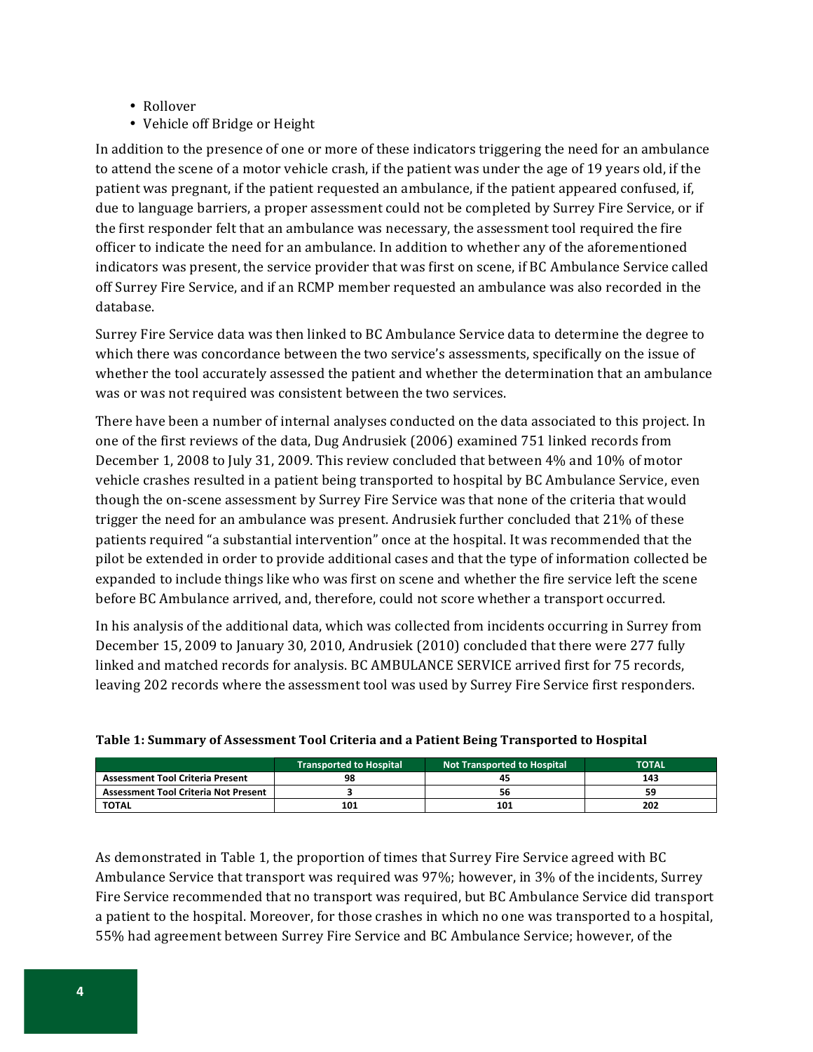- Rollover
- Vehicle off Bridge or Height

In addition to the presence of one or more of these indicators triggering the need for an ambulance to attend the scene of a motor vehicle crash, if the patient was under the age of 19 years old, if the patient was pregnant, if the patient requested an ambulance, if the patient appeared confused, if, due to language barriers, a proper assessment could not be completed by Surrey Fire Service, or if the first responder felt that an ambulance was necessary, the assessment tool required the fire officer to indicate the need for an ambulance. In addition to whether any of the aforementioned indicators was present, the service provider that was first on scene, if BC Ambulance Service called off Surrey Fire Service, and if an RCMP member requested an ambulance was also recorded in the database.

Surrey Fire Service data was then linked to BC Ambulance Service data to determine the degree to which there was concordance between the two service's assessments, specifically on the issue of whether the tool accurately assessed the patient and whether the determination that an ambulance was or was not required was consistent between the two services.

There have been a number of internal analyses conducted on the data associated to this project. In one of the first reviews of the data, Dug Andrusiek (2006) examined 751 linked records from December 1, 2008 to July 31, 2009. This review concluded that between 4% and 10% of motor vehicle crashes resulted in a patient being transported to hospital by BC Ambulance Service, even though the on-scene assessment by Surrey Fire Service was that none of the criteria that would trigger the need for an ambulance was present. Andrusiek further concluded that 21% of these patients required "a substantial intervention" once at the hospital. It was recommended that the pilot be extended in order to provide additional cases and that the type of information collected be expanded to include things like who was first on scene and whether the fire service left the scene before BC Ambulance arrived, and, therefore, could not score whether a transport occurred.

In his analysis of the additional data, which was collected from incidents occurring in Surrey from December 15, 2009 to January 30, 2010, Andrusiek (2010) concluded that there were 277 fully linked and matched records for analysis. BC AMBULANCE SERVICE arrived first for 75 records, leaving 202 records where the assessment tool was used by Surrey Fire Service first responders.

**Table 1: Summary of Assessment Tool Criteria and a Patient Being Transported to Hospital**

| | Transported to Hospital | Not Transported to Hospital | TOTAL |
|---|---|---|---|
| Assessment Tool Criteria Present | 98 | 45 | 143 |
| Assessment Tool Criteria Not Present | 3 | 56 | 59 |
| TOTAL | 101 | 101 | 202 |

As demonstrated in Table 1, the proportion of times that Surrey Fire Service agreed with BC Ambulance Service that transport was required was 97%; however, in 3% of the incidents, Surrey Fire Service recommended that no transport was required, but BC Ambulance Service did transport a patient to the hospital. Moreover, for those crashes in which no one was transported to a hospital, 55% had agreement between Surrey Fire Service and BC Ambulance Service; however, of the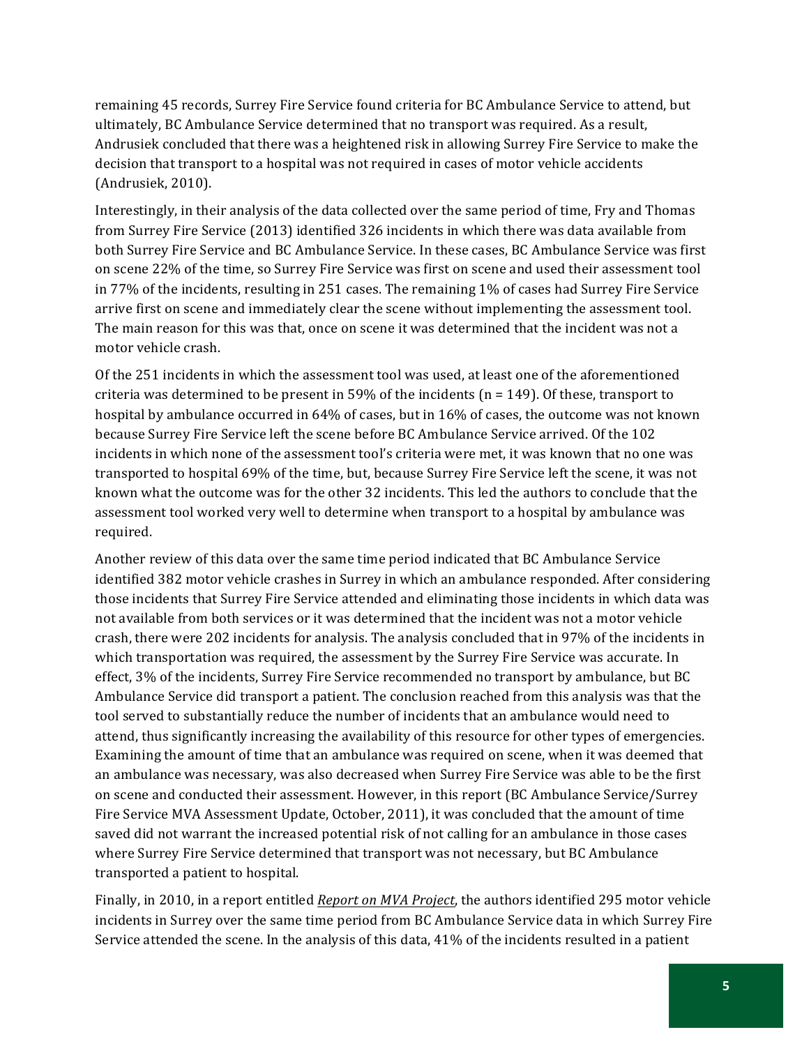remaining 45 records, Surrey Fire Service found criteria for BC Ambulance Service to attend, but ultimately, BC Ambulance Service determined that no transport was required. As a result, Andrusiek concluded that there was a heightened risk in allowing Surrey Fire Service to make the decision that transport to a hospital was not required in cases of motor vehicle accidents (Andrusiek, 2010).

Interestingly, in their analysis of the data collected over the same period of time, Fry and Thomas from Surrey Fire Service (2013) identified 326 incidents in which there was data available from both Surrey Fire Service and BC Ambulance Service. In these cases, BC Ambulance Service was first on scene 22% of the time, so Surrey Fire Service was first on scene and used their assessment tool in 77% of the incidents, resulting in 251 cases. The remaining 1% of cases had Surrey Fire Service arrive first on scene and immediately clear the scene without implementing the assessment tool. The main reason for this was that, once on scene it was determined that the incident was not a motor vehicle crash.

Of the 251 incidents in which the assessment tool was used, at least one of the aforementioned criteria was determined to be present in 59% of the incidents (n = 149). Of these, transport to hospital by ambulance occurred in 64% of cases, but in 16% of cases, the outcome was not known because Surrey Fire Service left the scene before BC Ambulance Service arrived. Of the 102 incidents in which none of the assessment tool's criteria were met, it was known that no one was transported to hospital 69% of the time, but, because Surrey Fire Service left the scene, it was not known what the outcome was for the other 32 incidents. This led the authors to conclude that the assessment tool worked very well to determine when transport to a hospital by ambulance was required.

Another review of this data over the same time period indicated that BC Ambulance Service identified 382 motor vehicle crashes in Surrey in which an ambulance responded. After considering those incidents that Surrey Fire Service attended and eliminating those incidents in which data was not available from both services or it was determined that the incident was not a motor vehicle crash, there were 202 incidents for analysis. The analysis concluded that in 97% of the incidents in which transportation was required, the assessment by the Surrey Fire Service was accurate. In effect, 3% of the incidents, Surrey Fire Service recommended no transport by ambulance, but BC Ambulance Service did transport a patient. The conclusion reached from this analysis was that the tool served to substantially reduce the number of incidents that an ambulance would need to attend, thus significantly increasing the availability of this resource for other types of emergencies. Examining the amount of time that an ambulance was required on scene, when it was deemed that an ambulance was necessary, was also decreased when Surrey Fire Service was able to be the first on scene and conducted their assessment. However, in this report (BC Ambulance Service/Surrey Fire Service MVA Assessment Update, October, 2011), it was concluded that the amount of time saved did not warrant the increased potential risk of not calling for an ambulance in those cases where Surrey Fire Service determined that transport was not necessary, but BC Ambulance transported a patient to hospital.

Finally, in 2010, in a report entitled *Report on MVA Project*, the authors identified 295 motor vehicle incidents in Surrey over the same time period from BC Ambulance Service data in which Surrey Fire Service attended the scene. In the analysis of this data, 41% of the incidents resulted in a patient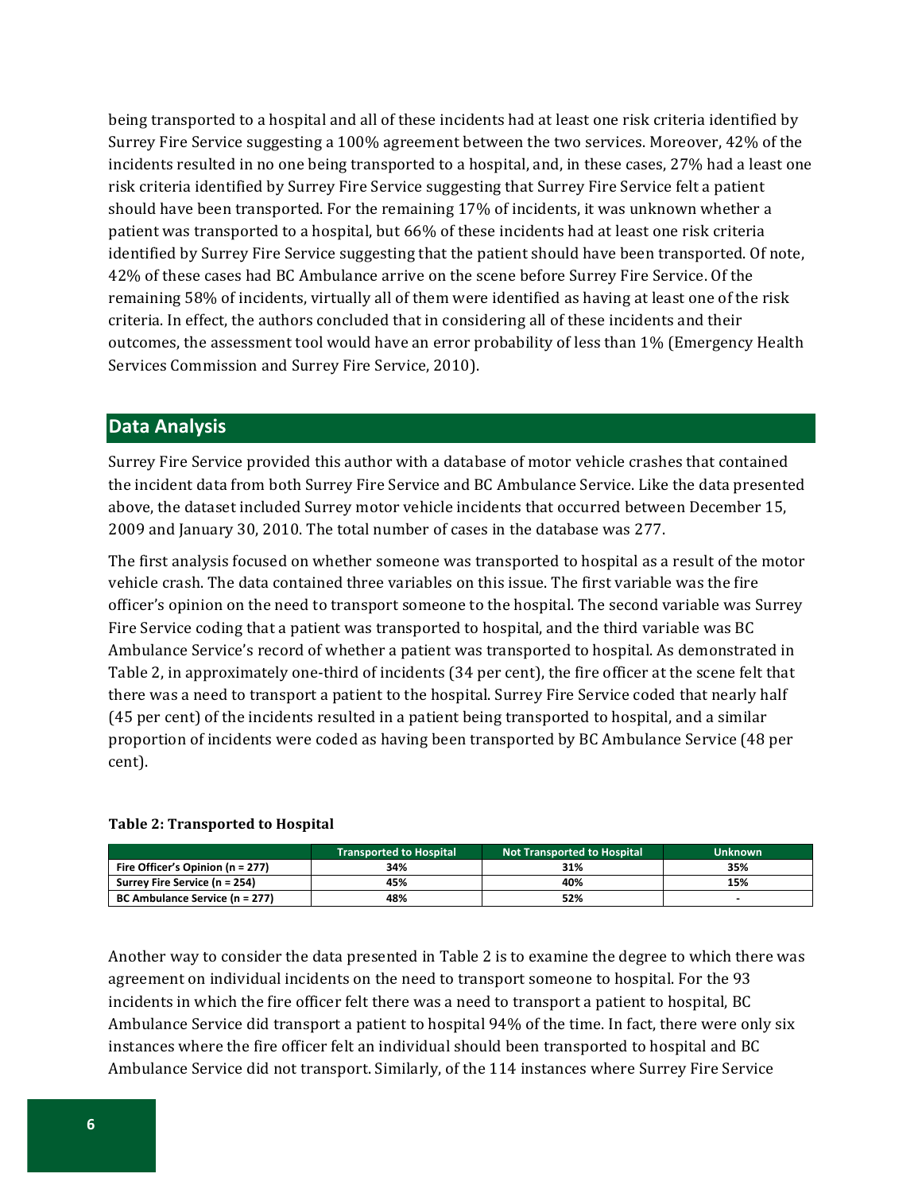being transported to a hospital and all of these incidents had at least one risk criteria identified by Surrey Fire Service suggesting a 100% agreement between the two services. Moreover, 42% of the incidents resulted in no one being transported to a hospital, and, in these cases, 27% had a least one risk criteria identified by Surrey Fire Service suggesting that Surrey Fire Service felt a patient should have been transported. For the remaining 17% of incidents, it was unknown whether a patient was transported to a hospital, but 66% of these incidents had at least one risk criteria identified by Surrey Fire Service suggesting that the patient should have been transported. Of note, 42% of these cases had BC Ambulance arrive on the scene before Surrey Fire Service. Of the remaining 58% of incidents, virtually all of them were identified as having at least one of the risk criteria. In effect, the authors concluded that in considering all of these incidents and their outcomes, the assessment tool would have an error probability of less than 1% (Emergency Health Services Commission and Surrey Fire Service, 2010).

## Data Analysis

Surrey Fire Service provided this author with a database of motor vehicle crashes that contained the incident data from both Surrey Fire Service and BC Ambulance Service. Like the data presented above, the dataset included Surrey motor vehicle incidents that occurred between December 15, 2009 and January 30, 2010. The total number of cases in the database was 277.

The first analysis focused on whether someone was transported to hospital as a result of the motor vehicle crash. The data contained three variables on this issue. The first variable was the fire officer's opinion on the need to transport someone to the hospital. The second variable was Surrey Fire Service coding that a patient was transported to hospital, and the third variable was BC Ambulance Service's record of whether a patient was transported to hospital. As demonstrated in Table 2, in approximately one-third of incidents (34 per cent), the fire officer at the scene felt that there was a need to transport a patient to the hospital. Surrey Fire Service coded that nearly half (45 per cent) of the incidents resulted in a patient being transported to hospital, and a similar proportion of incidents were coded as having been transported by BC Ambulance Service (48 per cent).

**Table 2: Transported to Hospital**

| | Transported to Hospital | Not Transported to Hospital | Unknown |
|---|---|---|---|
| **Fire Officer's Opinion (n = 277)** | 34% | 31% | 35% |
| **Surrey Fire Service (n = 254)** | 45% | 40% | 15% |
| **BC Ambulance Service (n = 277)** | 48% | 52% | - |

Another way to consider the data presented in Table 2 is to examine the degree to which there was agreement on individual incidents on the need to transport someone to hospital. For the 93 incidents in which the fire officer felt there was a need to transport a patient to hospital, BC Ambulance Service did transport a patient to hospital 94% of the time. In fact, there were only six instances where the fire officer felt an individual should been transported to hospital and BC Ambulance Service did not transport. Similarly, of the 114 instances where Surrey Fire Service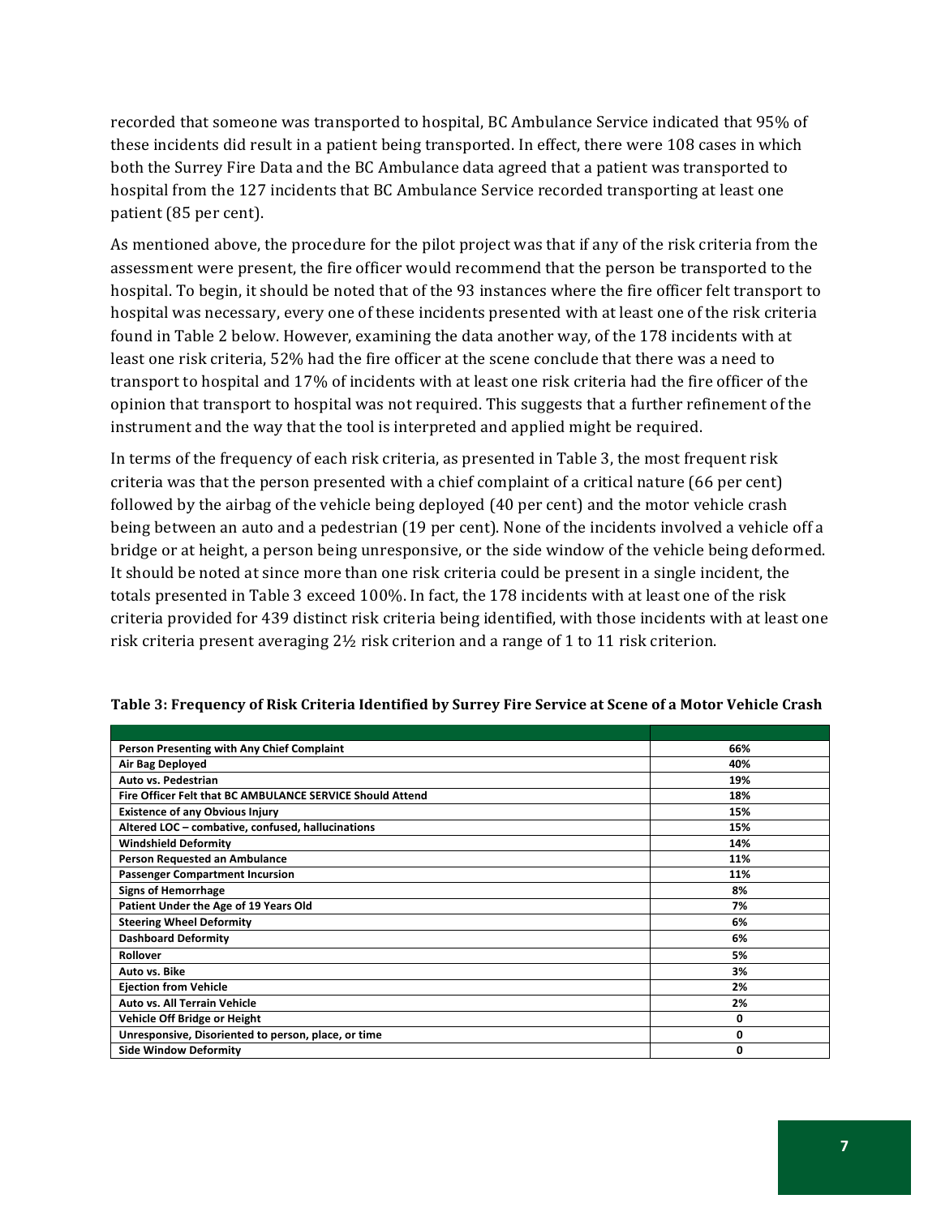recorded that someone was transported to hospital, BC Ambulance Service indicated that 95% of these incidents did result in a patient being transported. In effect, there were 108 cases in which both the Surrey Fire Data and the BC Ambulance data agreed that a patient was transported to hospital from the 127 incidents that BC Ambulance Service recorded transporting at least one patient (85 per cent).

As mentioned above, the procedure for the pilot project was that if any of the risk criteria from the assessment were present, the fire officer would recommend that the person be transported to the hospital. To begin, it should be noted that of the 93 instances where the fire officer felt transport to hospital was necessary, every one of these incidents presented with at least one of the risk criteria found in Table 2 below. However, examining the data another way, of the 178 incidents with at least one risk criteria, 52% had the fire officer at the scene conclude that there was a need to transport to hospital and 17% of incidents with at least one risk criteria had the fire officer of the opinion that transport to hospital was not required. This suggests that a further refinement of the instrument and the way that the tool is interpreted and applied might be required.

In terms of the frequency of each risk criteria, as presented in Table 3, the most frequent risk criteria was that the person presented with a chief complaint of a critical nature (66 per cent) followed by the airbag of the vehicle being deployed (40 per cent) and the motor vehicle crash being between an auto and a pedestrian (19 per cent). None of the incidents involved a vehicle off a bridge or at height, a person being unresponsive, or the side window of the vehicle being deformed. It should be noted at since more than one risk criteria could be present in a single incident, the totals presented in Table 3 exceed 100%. In fact, the 178 incidents with at least one of the risk criteria provided for 439 distinct risk criteria being identified, with those incidents with at least one risk criteria present averaging 2½ risk criterion and a range of 1 to 11 risk criterion.

**Table 3: Frequency of Risk Criteria Identified by Surrey Fire Service at Scene of a Motor Vehicle Crash**

| | |
|---|---|
| **Person Presenting with Any Chief Complaint** | **66%** |
| **Air Bag Deployed** | **40%** |
| **Auto vs. Pedestrian** | **19%** |
| **Fire Officer Felt that BC AMBULANCE SERVICE Should Attend** | **18%** |
| **Existence of any Obvious Injury** | **15%** |
| **Altered LOC – combative, confused, hallucinations** | **15%** |
| **Windshield Deformity** | **14%** |
| **Person Requested an Ambulance** | **11%** |
| **Passenger Compartment Incursion** | **11%** |
| **Signs of Hemorrhage** | **8%** |
| **Patient Under the Age of 19 Years Old** | **7%** |
| **Steering Wheel Deformity** | **6%** |
| **Dashboard Deformity** | **6%** |
| **Rollover** | **5%** |
| **Auto vs. Bike** | **3%** |
| **Ejection from Vehicle** | **2%** |
| **Auto vs. All Terrain Vehicle** | **2%** |
| **Vehicle Off Bridge or Height** | **0** |
| **Unresponsive, Disoriented to person, place, or time** | **0** |
| **Side Window Deformity** | **0** |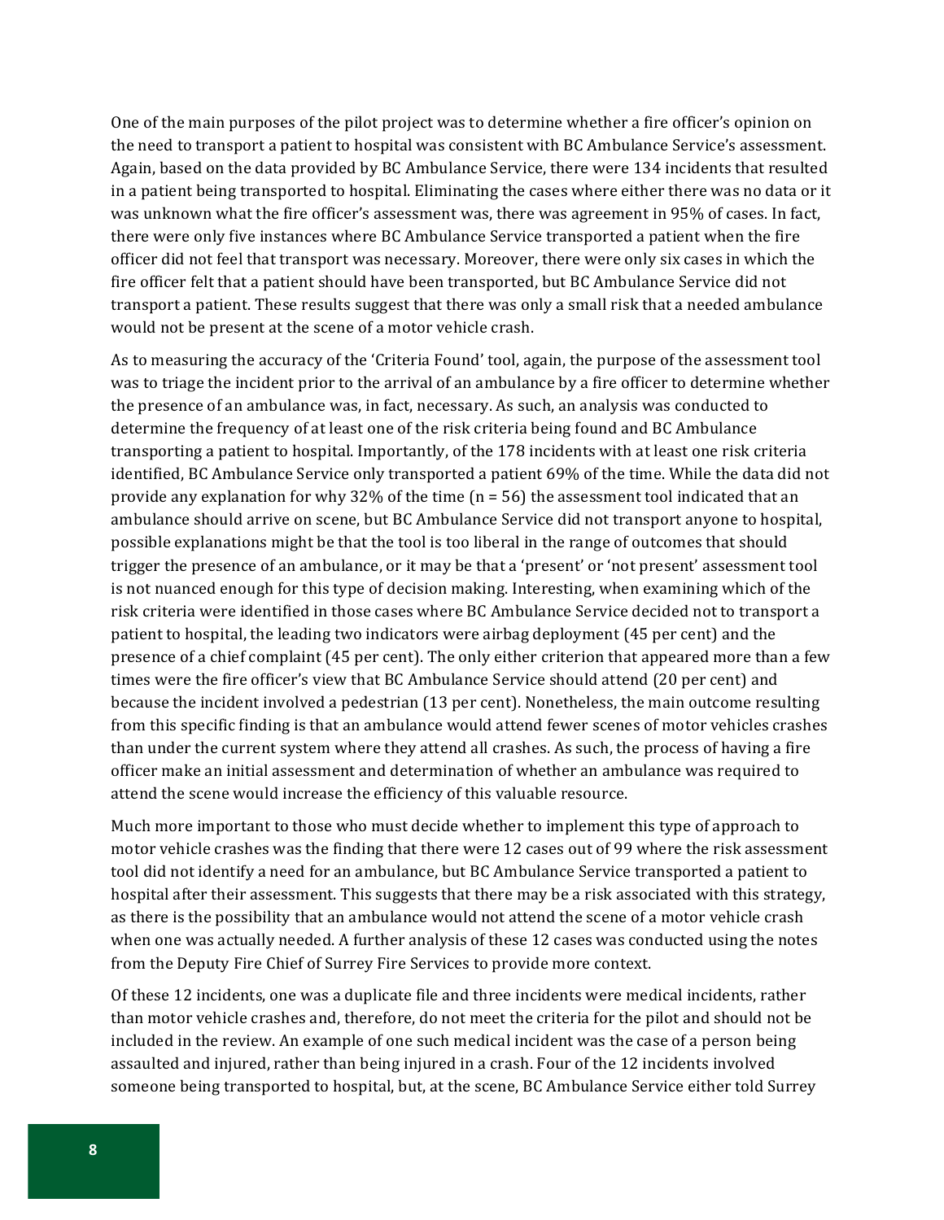One of the main purposes of the pilot project was to determine whether a fire officer's opinion on the need to transport a patient to hospital was consistent with BC Ambulance Service's assessment. Again, based on the data provided by BC Ambulance Service, there were 134 incidents that resulted in a patient being transported to hospital. Eliminating the cases where either there was no data or it was unknown what the fire officer's assessment was, there was agreement in 95% of cases. In fact, there were only five instances where BC Ambulance Service transported a patient when the fire officer did not feel that transport was necessary. Moreover, there were only six cases in which the fire officer felt that a patient should have been transported, but BC Ambulance Service did not transport a patient. These results suggest that there was only a small risk that a needed ambulance would not be present at the scene of a motor vehicle crash.

As to measuring the accuracy of the 'Criteria Found' tool, again, the purpose of the assessment tool was to triage the incident prior to the arrival of an ambulance by a fire officer to determine whether the presence of an ambulance was, in fact, necessary. As such, an analysis was conducted to determine the frequency of at least one of the risk criteria being found and BC Ambulance transporting a patient to hospital. Importantly, of the 178 incidents with at least one risk criteria identified, BC Ambulance Service only transported a patient 69% of the time. While the data did not provide any explanation for why 32% of the time (n = 56) the assessment tool indicated that an ambulance should arrive on scene, but BC Ambulance Service did not transport anyone to hospital, possible explanations might be that the tool is too liberal in the range of outcomes that should trigger the presence of an ambulance, or it may be that a 'present' or 'not present' assessment tool is not nuanced enough for this type of decision making. Interesting, when examining which of the risk criteria were identified in those cases where BC Ambulance Service decided not to transport a patient to hospital, the leading two indicators were airbag deployment (45 per cent) and the presence of a chief complaint (45 per cent). The only either criterion that appeared more than a few times were the fire officer's view that BC Ambulance Service should attend (20 per cent) and because the incident involved a pedestrian (13 per cent). Nonetheless, the main outcome resulting from this specific finding is that an ambulance would attend fewer scenes of motor vehicles crashes than under the current system where they attend all crashes. As such, the process of having a fire officer make an initial assessment and determination of whether an ambulance was required to attend the scene would increase the efficiency of this valuable resource.

Much more important to those who must decide whether to implement this type of approach to motor vehicle crashes was the finding that there were 12 cases out of 99 where the risk assessment tool did not identify a need for an ambulance, but BC Ambulance Service transported a patient to hospital after their assessment. This suggests that there may be a risk associated with this strategy, as there is the possibility that an ambulance would not attend the scene of a motor vehicle crash when one was actually needed. A further analysis of these 12 cases was conducted using the notes from the Deputy Fire Chief of Surrey Fire Services to provide more context.

Of these 12 incidents, one was a duplicate file and three incidents were medical incidents, rather than motor vehicle crashes and, therefore, do not meet the criteria for the pilot and should not be included in the review. An example of one such medical incident was the case of a person being assaulted and injured, rather than being injured in a crash. Four of the 12 incidents involved someone being transported to hospital, but, at the scene, BC Ambulance Service either told Surrey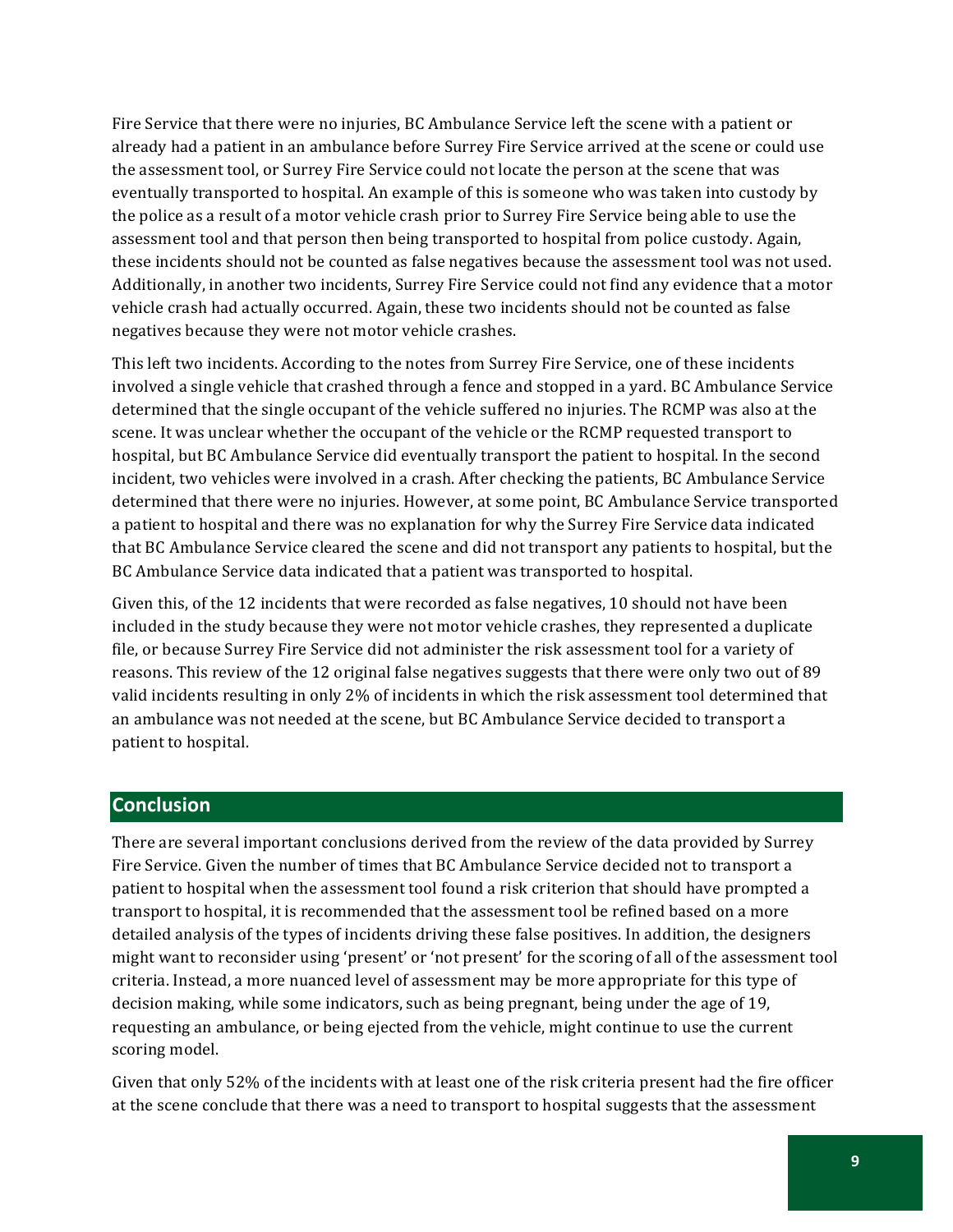Fire Service that there were no injuries, BC Ambulance Service left the scene with a patient or already had a patient in an ambulance before Surrey Fire Service arrived at the scene or could use the assessment tool, or Surrey Fire Service could not locate the person at the scene that was eventually transported to hospital. An example of this is someone who was taken into custody by the police as a result of a motor vehicle crash prior to Surrey Fire Service being able to use the assessment tool and that person then being transported to hospital from police custody. Again, these incidents should not be counted as false negatives because the assessment tool was not used. Additionally, in another two incidents, Surrey Fire Service could not find any evidence that a motor vehicle crash had actually occurred. Again, these two incidents should not be counted as false negatives because they were not motor vehicle crashes.

This left two incidents. According to the notes from Surrey Fire Service, one of these incidents involved a single vehicle that crashed through a fence and stopped in a yard. BC Ambulance Service determined that the single occupant of the vehicle suffered no injuries. The RCMP was also at the scene. It was unclear whether the occupant of the vehicle or the RCMP requested transport to hospital, but BC Ambulance Service did eventually transport the patient to hospital. In the second incident, two vehicles were involved in a crash. After checking the patients, BC Ambulance Service determined that there were no injuries. However, at some point, BC Ambulance Service transported a patient to hospital and there was no explanation for why the Surrey Fire Service data indicated that BC Ambulance Service cleared the scene and did not transport any patients to hospital, but the BC Ambulance Service data indicated that a patient was transported to hospital.

Given this, of the 12 incidents that were recorded as false negatives, 10 should not have been included in the study because they were not motor vehicle crashes, they represented a duplicate file, or because Surrey Fire Service did not administer the risk assessment tool for a variety of reasons. This review of the 12 original false negatives suggests that there were only two out of 89 valid incidents resulting in only 2% of incidents in which the risk assessment tool determined that an ambulance was not needed at the scene, but BC Ambulance Service decided to transport a patient to hospital.

## Conclusion

There are several important conclusions derived from the review of the data provided by Surrey Fire Service. Given the number of times that BC Ambulance Service decided not to transport a patient to hospital when the assessment tool found a risk criterion that should have prompted a transport to hospital, it is recommended that the assessment tool be refined based on a more detailed analysis of the types of incidents driving these false positives. In addition, the designers might want to reconsider using 'present' or 'not present' for the scoring of all of the assessment tool criteria. Instead, a more nuanced level of assessment may be more appropriate for this type of decision making, while some indicators, such as being pregnant, being under the age of 19, requesting an ambulance, or being ejected from the vehicle, might continue to use the current scoring model.

Given that only 52% of the incidents with at least one of the risk criteria present had the fire officer at the scene conclude that there was a need to transport to hospital suggests that the assessment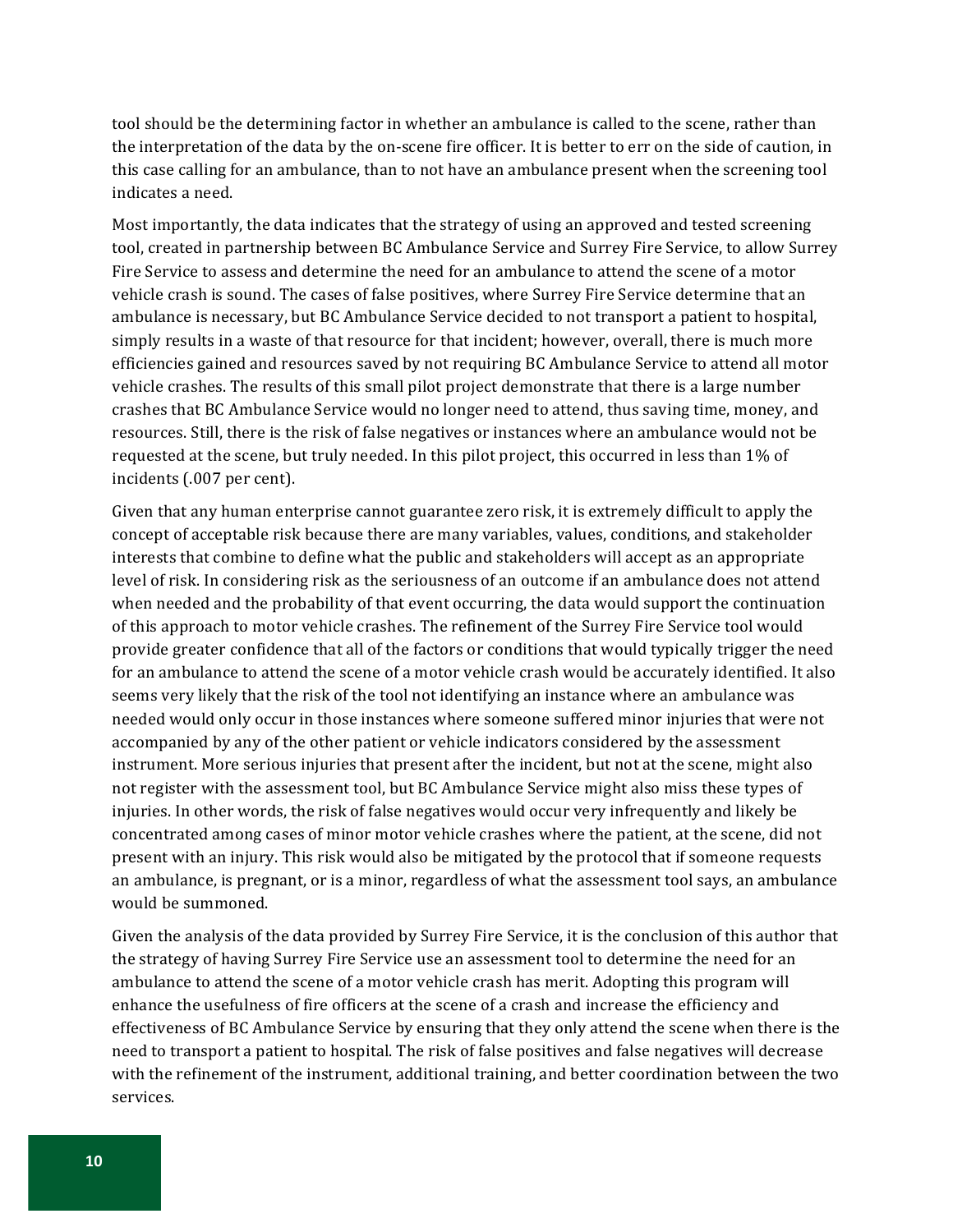tool should be the determining factor in whether an ambulance is called to the scene, rather than the interpretation of the data by the on-scene fire officer. It is better to err on the side of caution, in this case calling for an ambulance, than to not have an ambulance present when the screening tool indicates a need.

Most importantly, the data indicates that the strategy of using an approved and tested screening tool, created in partnership between BC Ambulance Service and Surrey Fire Service, to allow Surrey Fire Service to assess and determine the need for an ambulance to attend the scene of a motor vehicle crash is sound. The cases of false positives, where Surrey Fire Service determine that an ambulance is necessary, but BC Ambulance Service decided to not transport a patient to hospital, simply results in a waste of that resource for that incident; however, overall, there is much more efficiencies gained and resources saved by not requiring BC Ambulance Service to attend all motor vehicle crashes. The results of this small pilot project demonstrate that there is a large number crashes that BC Ambulance Service would no longer need to attend, thus saving time, money, and resources. Still, there is the risk of false negatives or instances where an ambulance would not be requested at the scene, but truly needed. In this pilot project, this occurred in less than 1% of incidents (.007 per cent).

Given that any human enterprise cannot guarantee zero risk, it is extremely difficult to apply the concept of acceptable risk because there are many variables, values, conditions, and stakeholder interests that combine to define what the public and stakeholders will accept as an appropriate level of risk. In considering risk as the seriousness of an outcome if an ambulance does not attend when needed and the probability of that event occurring, the data would support the continuation of this approach to motor vehicle crashes. The refinement of the Surrey Fire Service tool would provide greater confidence that all of the factors or conditions that would typically trigger the need for an ambulance to attend the scene of a motor vehicle crash would be accurately identified. It also seems very likely that the risk of the tool not identifying an instance where an ambulance was needed would only occur in those instances where someone suffered minor injuries that were not accompanied by any of the other patient or vehicle indicators considered by the assessment instrument. More serious injuries that present after the incident, but not at the scene, might also not register with the assessment tool, but BC Ambulance Service might also miss these types of injuries. In other words, the risk of false negatives would occur very infrequently and likely be concentrated among cases of minor motor vehicle crashes where the patient, at the scene, did not present with an injury. This risk would also be mitigated by the protocol that if someone requests an ambulance, is pregnant, or is a minor, regardless of what the assessment tool says, an ambulance would be summoned.

Given the analysis of the data provided by Surrey Fire Service, it is the conclusion of this author that the strategy of having Surrey Fire Service use an assessment tool to determine the need for an ambulance to attend the scene of a motor vehicle crash has merit. Adopting this program will enhance the usefulness of fire officers at the scene of a crash and increase the efficiency and effectiveness of BC Ambulance Service by ensuring that they only attend the scene when there is the need to transport a patient to hospital. The risk of false positives and false negatives will decrease with the refinement of the instrument, additional training, and better coordination between the two services.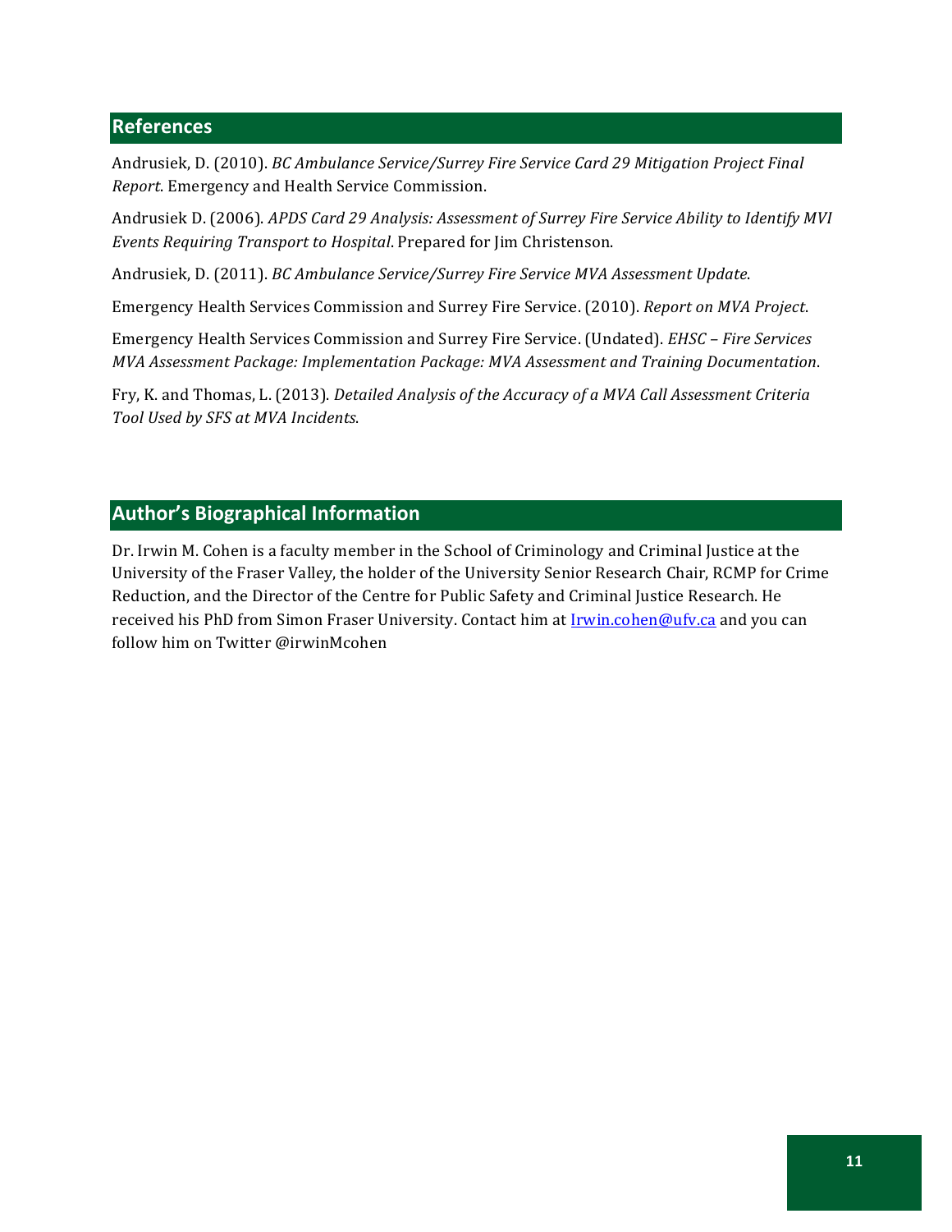## References

Andrusiek, D. (2010). *BC Ambulance Service/Surrey Fire Service Card 29 Mitigation Project Final Report*. Emergency and Health Service Commission.

Andrusiek D. (2006). *APDS Card 29 Analysis: Assessment of Surrey Fire Service Ability to Identify MVI Events Requiring Transport to Hospital*. Prepared for Jim Christenson.

Andrusiek, D. (2011). *BC Ambulance Service/Surrey Fire Service MVA Assessment Update*.

Emergency Health Services Commission and Surrey Fire Service. (2010). *Report on MVA Project*.

Emergency Health Services Commission and Surrey Fire Service. (Undated). *EHSC – Fire Services MVA Assessment Package: Implementation Package: MVA Assessment and Training Documentation*.

Fry, K. and Thomas, L. (2013). *Detailed Analysis of the Accuracy of a MVA Call Assessment Criteria Tool Used by SFS at MVA Incidents*.

## Author's Biographical Information

Dr. Irwin M. Cohen is a faculty member in the School of Criminology and Criminal Justice at the University of the Fraser Valley, the holder of the University Senior Research Chair, RCMP for Crime Reduction, and the Director of the Centre for Public Safety and Criminal Justice Research. He received his PhD from Simon Fraser University. Contact him at Irwin.cohen@ufv.ca and you can follow him on Twitter @irwinMcohen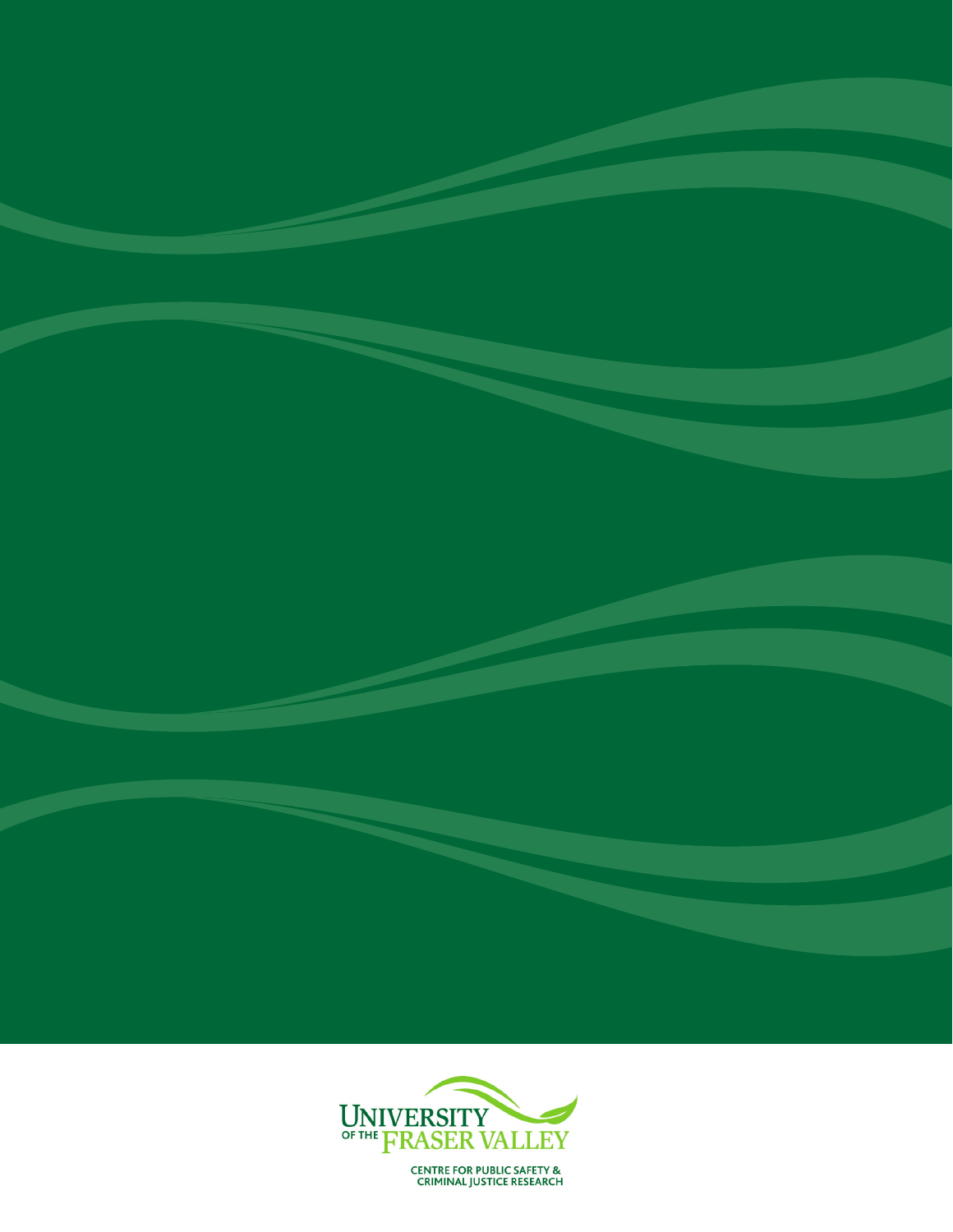UNIVERSITY OF THE FRASER VALLEY

CENTRE FOR PUBLIC SAFETY & CRIMINAL JUSTICE RESEARCH